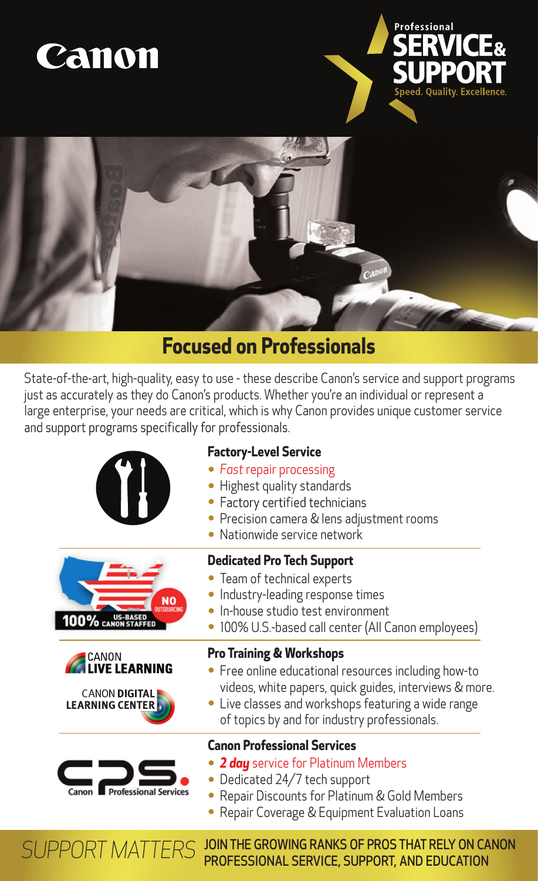Canon

Professional
**SERVICE & SUPPORT**
Speed. Quality. Excellence.

## Focused on Professionals

State-of-the-art, high-quality, easy to use - these describe Canon's service and support programs just as accurately as they do Canon's products. Whether you're an individual or represent a large enterprise, your needs are critical, which is why Canon provides unique customer service and support programs specifically for professionals.

### Factory-Level Service

- *Fast* repair processing
- Highest quality standards
- Factory certified technicians
- Precision camera & lens adjustment rooms
- Nationwide service network

100% US-BASED CANON STAFFED — NO OUTSOURCING

### Dedicated Pro Tech Support

- Team of technical experts
- Industry-leading response times
- In-house studio test environment
- 100% U.S.-based call center (All Canon employees)

CANON LIVE LEARNING

CANON DIGITAL LEARNING CENTER

### Pro Training & Workshops

- Free online educational resources including how-to videos, white papers, quick guides, interviews & more.
- Live classes and workshops featuring a wide range of topics by and for industry professionals.

CPS. Canon Professional Services

### Canon Professional Services

- ***2 day*** service for Platinum Members
- Dedicated 24/7 tech support
- Repair Discounts for Platinum & Gold Members
- Repair Coverage & Equipment Evaluation Loans

*SUPPORT MATTERS* **JOIN THE GROWING RANKS OF PROS THAT RELY ON CANON PROFESSIONAL SERVICE, SUPPORT, AND EDUCATION**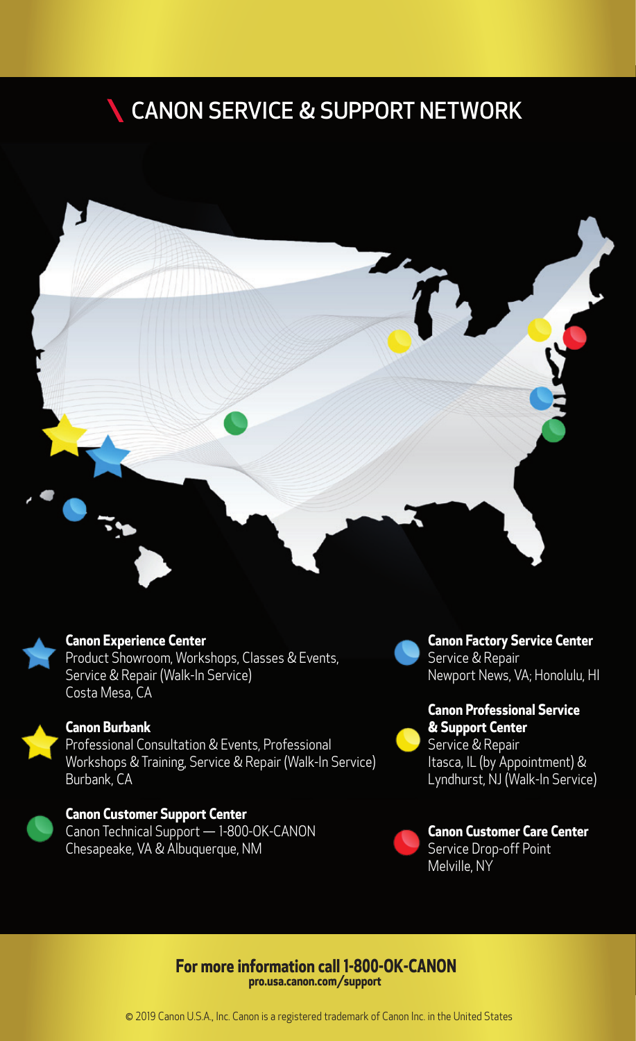# CANON SERVICE & SUPPORT NETWORK

**Canon Experience Center**
Product Showroom, Workshops, Classes & Events, Service & Repair (Walk-In Service)
Costa Mesa, CA

**Canon Burbank**
Professional Consultation & Events, Professional Workshops & Training, Service & Repair (Walk-In Service)
Burbank, CA

**Canon Customer Support Center**
Canon Technical Support — 1-800-OK-CANON
Chesapeake, VA & Albuquerque, NM

**Canon Factory Service Center**
Service & Repair
Newport News, VA; Honolulu, HI

**Canon Professional Service & Support Center**
Service & Repair
Itasca, IL (by Appointment) & Lyndhurst, NJ (Walk-In Service)

**Canon Customer Care Center**
Service Drop-off Point
Melville, NY

**For more information call 1-800-OK-CANON**
**pro.usa.canon.com/support**

© 2019 Canon U.S.A., Inc. Canon is a registered trademark of Canon Inc. in the United States